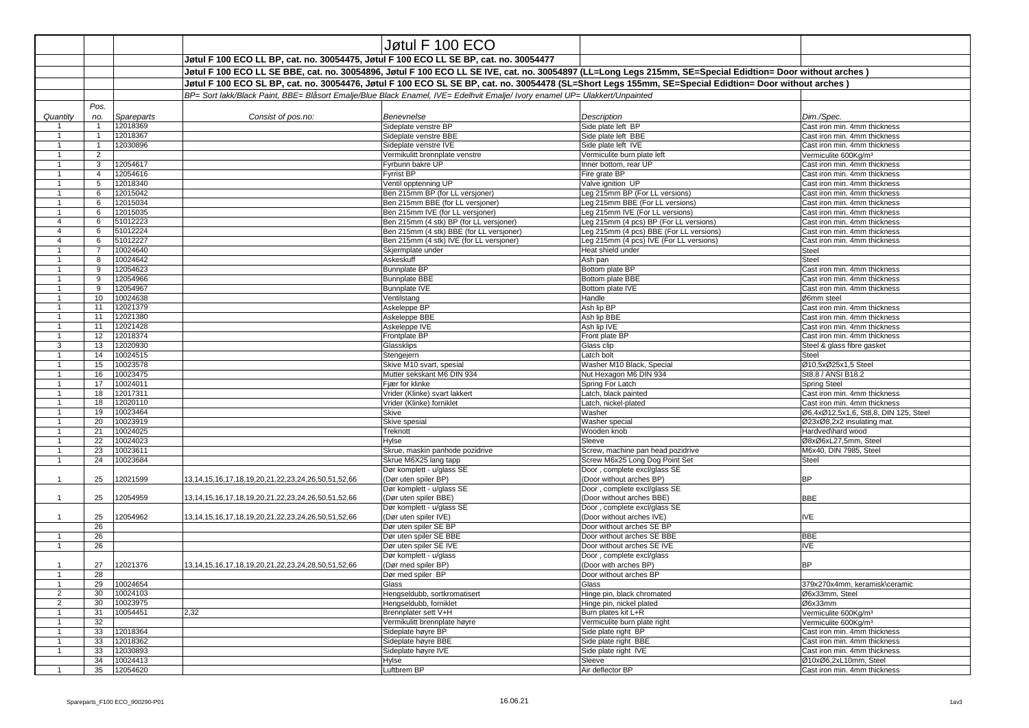# Jøtul F 100 ECO

**Jøtul F 100 ECO LL BP, cat. no. 30054475, Jøtul F 100 ECO LL SE BP, cat. no. 30054477**

**Jøtul F 100 ECO LL SE BBE, cat. no. 30054896, Jøtul F 100 ECO LL SE IVE, cat. no. 30054897 (LL=Long Legs 215mm, SE=Special Eidtion= Door without arches )**

**Jøtul F 100 ECO SL BP, cat. no. 30054476, Jøtul F 100 ECO SL SE BP, cat. no. 30054478 (SL=Short Legs 155mm, SE=Special Eidtion= Door without arches )**

*BP= Sort lakk/Black Paint, BBE= Blåsort Emalje/Blue Black Enamel, IVE= Edelhvit Emalje/ Ivory enamel UP= Ulakkert/Unpainted*

| *Quantity* | *Pos. no.* | *Spareparts* | *Consist of pos.no:* | *Benevnelse* | *Description* | *Dim./Spec.* |
|---|---|---|---|---|---|---|
| 1 | 1 | 12018369 | | Sideplate venstre BP | Side plate left BP | Cast iron min. 4mm thickness |
| 1 | 1 | 12018367 | | Sideplate venstre BBE | Side plate left BBE | Cast iron min. 4mm thickness |
| 1 | 1 | 12030896 | | Sideplate venstre IVE | Side plate left IVE | Cast iron min. 4mm thickness |
| 1 | 2 | | | Vermikulitt brennplate venstre | Vermiculite burn plate left | Vermiculite 600Kg/m³ |
| 1 | 3 | 12054617 | | Fyrbunn bakre UP | Inner bottom, rear UP | Cast iron min. 4mm thickness |
| 1 | 4 | 12054616 | | Fyrrist BP | Fire grate BP | Cast iron min. 4mm thickness |
| 1 | 5 | 12018340 | | Ventil opptenning UP | Valve ignition UP | Cast iron min. 4mm thickness |
| 1 | 6 | 12015042 | | Ben 215mm BP (for LL versjoner) | Leg 215mm BP (For LL versions) | Cast iron min. 4mm thickness |
| 1 | 6 | 12015034 | | Ben 215mm BBE (for LL versjoner) | Leg 215mm BBE (For LL versions) | Cast iron min. 4mm thickness |
| 1 | 6 | 12015035 | | Ben 215mm IVE (for LL versjoner) | Leg 215mm IVE (For LL versions) | Cast iron min. 4mm thickness |
| 4 | 6 | 51012223 | | Ben 215mm (4 stk) BP (for LL versjoner) | Leg 215mm (4 pcs) BP (For LL versions) | Cast iron min. 4mm thickness |
| 4 | 6 | 51012224 | | Ben 215mm (4 stk) BBE (for LL versjoner) | Leg 215mm (4 pcs) BBE (For LL versions) | Cast iron min. 4mm thickness |
| 4 | 6 | 51012227 | | Ben 215mm (4 stk) IVE (for LL versjoner) | Leg 215mm (4 pcs) IVE (For LL versions) | Cast iron min. 4mm thickness |
| 1 | 7 | 10024640 | | Skjermplate under | Heat shield under | Steel |
| 1 | 8 | 10024642 | | Askeskuff | Ash pan | Steel |
| 1 | 9 | 12054623 | | Bunnplate BP | Bottom plate BP | Cast iron min. 4mm thickness |
| 1 | 9 | 12054966 | | Bunnplate BBE | Bottom plate BBE | Cast iron min. 4mm thickness |
| 1 | 9 | 12054967 | | Bunnplate IVE | Bottom plate IVE | Cast iron min. 4mm thickness |
| 1 | 10 | 10024638 | | Ventilstang | Handle | Ø6mm steel |
| 1 | 11 | 12021379 | | Askeleppe BP | Ash lip BP | Cast iron min. 4mm thickness |
| 1 | 11 | 12021380 | | Askeleppe BBE | Ash lip BBE | Cast iron min. 4mm thickness |
| 1 | 11 | 12021428 | | Askeleppe IVE | Ash lip IVE | Cast iron min. 4mm thickness |
| 1 | 12 | 12018374 | | Frontplate BP | Front plate BP | Cast iron min. 4mm thickness |
| 3 | 13 | 12020930 | | Glassklips | Glass clip | Steel & glass fibre gasket |
| 1 | 14 | 10024515 | | Stengejern | Latch bolt | Steel |
| 1 | 15 | 10023578 | | Skive M10 svart, spesial | Washer M10 Black, Special | Ø10,5xØ25x1,5 Steel |
| 1 | 16 | 10023475 | | Mutter sekskant M6 DIN 934 | Nut Hexagon M6 DIN 934 | St8.8 / ANSI B18.2 |
| 1 | 17 | 10024011 | | Fjær for klinke | Spring For Latch | Spring Steel |
| 1 | 18 | 12017311 | | Vrider (Klinke) svart lakkert | Latch, black painted | Cast iron min. 4mm thickness |
| 1 | 18 | 12020110 | | Vrider (Klinke) forniklet | Latch, nickel-plated | Cast iron min. 4mm thickness |
| 1 | 19 | 10023464 | | Skive | Washer | Ø6,4xØ12,5x1,6, St8,8, DIN 125, Steel |
| 1 | 20 | 10023919 | | Skive spesial | Washer special | Ø23xØ8,2x2 insulating mat. |
| 1 | 21 | 10024025 | | Treknott | Wooden knob | Hardved\hard wood |
| 1 | 22 | 10024023 | | Hylse | Sleeve | Ø8xØ6xL27,5mm, Steel |
| 1 | 23 | 10023611 | | Skrue, maskin panhode pozidrive | Screw, machine pan head pozidrive | M6x40, DIN 7985, Steel |
| 1 | 24 | 10023684 | | Skrue M6X25 lang tapp | Screw M6x25 Long Dog Point Set | Steel |
| 1 | 25 | 12021599 | 13,14,15,16,17,18,19,20,21,22,23,24,26,50,51,52,66 | Dør komplett - u/glass SE (Dør uten spiler BP) | Door , complete excl/glass SE (Door without arches BP) | BP |
| 1 | 25 | 12054959 | 13,14,15,16,17,18,19,20,21,22,23,24,26,50,51,52,66 | Dør komplett - u/glass SE (Dør uten spiler BBE) | Door , complete excl/glass SE (Door without arches BBE) | BBE |
| 1 | 25 | 12054962 | 13,14,15,16,17,18,19,20,21,22,23,24,26,50,51,52,66 | Dør komplett - u/glass SE (Dør uten spiler IVE) | Door , complete excl/glass SE (Door without arches IVE) | IVE |
| | 26 | | | Dør uten spiler SE BP | Door without arches SE BP | |
| 1 | 26 | | | Dør uten spiler SE BBE | Door without arches SE BBE | BBE |
| 1 | 26 | | | Dør uten spiler SE IVE | Door without arches SE IVE | IVE |
| 1 | 27 | 12021376 | 13,14,15,16,17,18,19,20,21,22,23,24,28,50,51,52,66 | Dør komplett - u/glass (Dør med spiler BP) | Door , complete excl/glass (Door with arches BP) | BP |
| 1 | 28 | | | Dør med spiler BP | Door without arches BP | |
| 1 | 29 | 10024654 | | Glass | Glass | 379x270x4mm, keramisk\ceramic |
| 2 | 30 | 10024103 | | Hengseldubb, sortkromatisert | Hinge pin, black chromated | Ø6x33mm, Steel |
| 2 | 30 | 10023975 | | Hengseldubb, forniklet | Hinge pin, nickel plated | Ø6x33mm |
| 1 | 31 | 10054451 | 2,32 | Brennplater sett V+H | Burn plates kit L+R | Vermiculite 600Kg/m³ |
| 1 | 32 | | | Vermikulitt brennplate høyre | Vermiculite burn plate right | Vermiculite 600Kg/m³ |
| 1 | 33 | 12018364 | | Sideplate høyre BP | Side plate right BP | Cast iron min. 4mm thickness |
| 1 | 33 | 12018362 | | Sideplate høyre BBE | Side plate right BBE | Cast iron min. 4mm thickness |
| 1 | 33 | 12030893 | | Sideplate høyre IVE | Side plate right IVE | Cast iron min. 4mm thickness |
| | 34 | 10024413 | | Hylse | Sleeve | Ø10xØ6,2xL10mm, Steel |
| 1 | 35 | 12054620 | | Luftbrem BP | Air deflector BP | Cast iron min. 4mm thickness |

Spareparts_F100 ECO_900290-P01 &nbsp;&nbsp;&nbsp; 16.06.21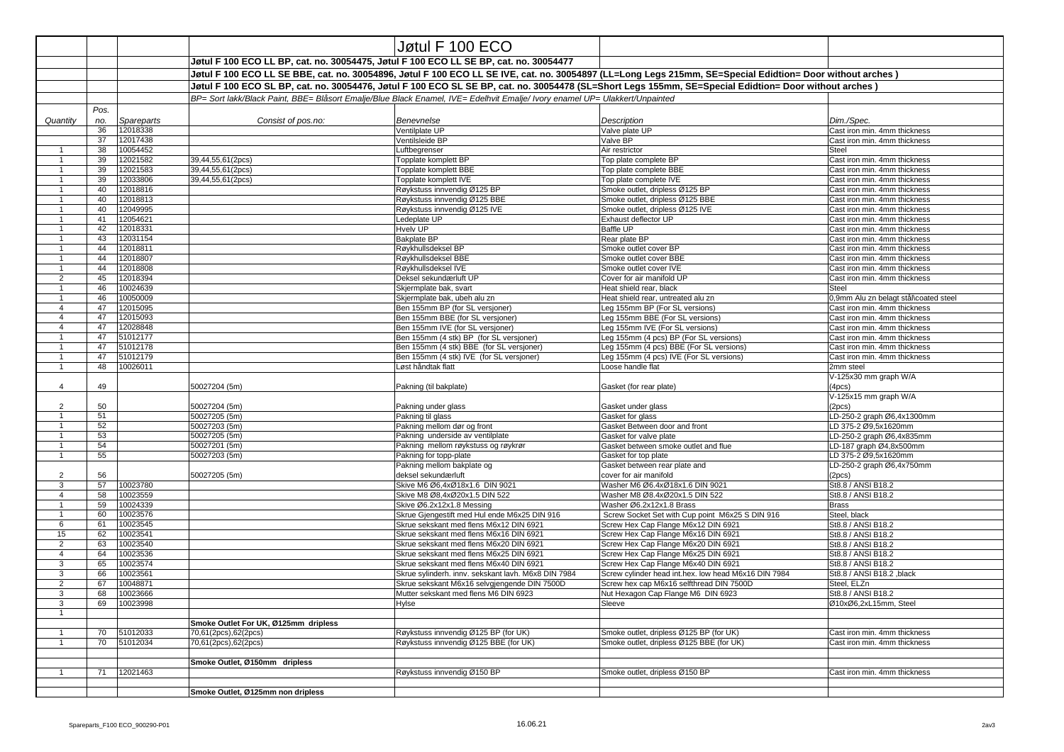| Quantity | Pos. no. | Spareparts | Consist of pos.no: | Benevnelse | Description | Dim./Spec. |
|---|---|---|---|---|---|---|
| | | | | Jøtul F 100 ECO | | |
| | | | Jøtul F 100 ECO LL BP, cat. no. 30054475, Jøtul F 100 ECO LL SE BP, cat. no. 30054477 | | | |
| | | | Jøtul F 100 ECO LL SE BBE, cat. no. 30054896, Jøtul F 100 ECO LL SE IVE, cat. no. 30054897 (LL=Long Legs 215mm, SE=Special Edidtion= Door without arches ) | | | |
| | | | Jøtul F 100 ECO SL BP, cat. no. 30054476, Jøtul F 100 ECO SL SE BP, cat. no. 30054478 (SL=Short Legs 155mm, SE=Special Edidtion= Door without arches ) | | | |
| | | | *BP= Sort lakk/Black Paint, BBE= Blåsort Emalje/Blue Black Enamel, IVE= Edelhvit Emalje/ Ivory enamel UP= Ulakkert/Unpainted* | | | |
| | 36 | 12018338 | | Ventilplate UP | Valve plate UP | Cast iron min. 4mm thickness |
| | 37 | 12017438 | | Ventilsleide BP | Valve BP | Cast iron min. 4mm thickness |
| 1 | 38 | 10054452 | | Luftbegrenser | Air restrictor | Steel |
| 1 | 39 | 12021582 | 39,44,55,61(2pcs) | Topplate komplett BP | Top plate complete BP | Cast iron min. 4mm thickness |
| 1 | 39 | 12021583 | 39,44,55,61(2pcs) | Topplate komplett BBE | Top plate complete BBE | Cast iron min. 4mm thickness |
| 1 | 39 | 12033806 | 39,44,55,61(2pcs) | Topplate komplett IVE | Top plate complete IVE | Cast iron min. 4mm thickness |
| 1 | 40 | 12018816 | | Røykstuss innvendig Ø125 BP | Smoke outlet, dripless Ø125 BP | Cast iron min. 4mm thickness |
| 1 | 40 | 12018813 | | Røykstuss innvendig Ø125 BBE | Smoke outlet, dripless Ø125 BBE | Cast iron min. 4mm thickness |
| 1 | 40 | 12049995 | | Røykstuss innvendig Ø125 IVE | Smoke outlet, dripless Ø125 IVE | Cast iron min. 4mm thickness |
| 1 | 41 | 12054621 | | Ledeplate UP | Exhaust deflector UP | Cast iron min. 4mm thickness |
| 1 | 42 | 12018331 | | Hvelv UP | Baffle UP | Cast iron min. 4mm thickness |
| 1 | 43 | 12031154 | | Bakplate BP | Rear plate BP | Cast iron min. 4mm thickness |
| 1 | 44 | 12018811 | | Røykhullsdeksel BP | Smoke outlet cover BP | Cast iron min. 4mm thickness |
| 1 | 44 | 12018807 | | Røykhullsdeksel BBE | Smoke outlet cover BBE | Cast iron min. 4mm thickness |
| 1 | 44 | 12018808 | | Røykhullsdeksel IVE | Smoke outlet cover IVE | Cast iron min. 4mm thickness |
| 2 | 45 | 12018394 | | Deksel sekundærluft UP | Cover for air manifold UP | Cast iron min. 4mm thickness |
| 1 | 46 | 10024639 | | Skjermplate bak, svart | Heat shield rear, black | Steel |
| 1 | 46 | 10050009 | | Skjermplate bak, ubeh alu zn | Heat shield rear, untreated alu zn | 0,9mm Alu zn belagt stål\coated steel |
| 4 | 47 | 12015095 | | Ben 155mm BP (for SL versjoner) | Leg 155mm BP (For SL versions) | Cast iron min. 4mm thickness |
| 4 | 47 | 12015093 | | Ben 155mm BBE (for SL versjoner) | Leg 155mm BBE (For SL versions) | Cast iron min. 4mm thickness |
| 4 | 47 | 12028848 | | Ben 155mm IVE (for SL versjoner) | Leg 155mm IVE (For SL versions) | Cast iron min. 4mm thickness |
| 1 | 47 | 51012177 | | Ben 155mm (4 stk) BP (for SL versjoner) | Leg 155mm (4 pcs) BP (For SL versions) | Cast iron min. 4mm thickness |
| 1 | 47 | 51012178 | | Ben 155mm (4 stk) BBE (for SL versjoner) | Leg 155mm (4 pcs) BBE (For SL versions) | Cast iron min. 4mm thickness |
| 1 | 47 | 51012179 | | Ben 155mm (4 stk) IVE (for SL versjoner) | Leg 155mm (4 pcs) IVE (For SL versions) | Cast iron min. 4mm thickness |
| 1 | 48 | 10026011 | | Løst håndtak flatt | Loose handle flat | 2mm steel |
| 4 | 49 | | 50027204 (5m) | Pakning (til bakplate) | Gasket (for rear plate) | V-125x30 mm graph W/A (4pcs) |
| 2 | 50 | | 50027204 (5m) | Pakning under glass | Gasket under glass | V-125x15 mm graph W/A (2pcs) |
| 1 | 51 | | 50027205 (5m) | Pakning til glass | Gasket for glass | LD-250-2 graph Ø6,4x1300mm |
| 1 | 52 | | 50027203 (5m) | Pakning mellom dør og front | Gasket Between door and front | LD 375-2 Ø9,5x1620mm |
| 1 | 53 | | 50027205 (5m) | Pakning underside av ventilplate | Gasket for valve plate | LD-250-2 graph Ø6,4x835mm |
| 1 | 54 | | 50027201 (5m) | Pakning mellom røykstuss og røykrør | Gasket between smoke outlet and flue | LD-187 graph Ø4,8x500mm |
| 1 | 55 | | 50027203 (5m) | Pakning for topp-plate | Gasket for top plate | LD 375-2 Ø9,5x1620mm |
| 2 | 56 | | 50027205 (5m) | Pakning mellom bakplate og deksel sekundærluft | Gasket between rear plate and cover for air manifold | LD-250-2 graph Ø6,4x750mm (2pcs) |
| 3 | 57 | 10023780 | | Skive M6 Ø6,4xØ18x1.6 DIN 9021 | Washer M6 Ø6.4xØ18x1.6 DIN 9021 | St8.8 / ANSI B18.2 |
| 4 | 58 | 10023559 | | Skive M8 Ø8,4xØ20x1.5 DIN 522 | Washer M8 Ø8.4xØ20x1.5 DIN 522 | St8.8 / ANSI B18.2 |
| 1 | 59 | 10024339 | | Skive Ø6.2x12x1.8 Messing | Washer Ø6.2x12x1.8 Brass | Brass |
| 1 | 60 | 10023576 | | Skrue Gjengestift med Hul ende M6x25 DIN 916 | Screw Socket Set with Cup point M6x25 S DIN 916 | Steel, black |
| 6 | 61 | 10023545 | | Skrue sekskant med flens M6x12 DIN 6921 | Screw Hex Cap Flange M6x12 DIN 6921 | St8.8 / ANSI B18.2 |
| 15 | 62 | 10023541 | | Skrue sekskant med flens M6x16 DIN 6921 | Screw Hex Cap Flange M6x16 DIN 6921 | St8.8 / ANSI B18.2 |
| 2 | 63 | 10023540 | | Skrue sekskant med flens M6x20 DIN 6921 | Screw Hex Cap Flange M6x20 DIN 6921 | St8.8 / ANSI B18.2 |
| 4 | 64 | 10023536 | | Skrue sekskant med flens M6x25 DIN 6921 | Screw Hex Cap Flange M6x25 DIN 6921 | St8.8 / ANSI B18.2 |
| 3 | 65 | 10023574 | | Skrue sekskant med flens M6x40 DIN 6921 | Screw Hex Cap Flange M6x40 DIN 6921 | St8.8 / ANSI B18.2 |
| 3 | 66 | 10023561 | | Skrue sylinderh. innv. sekskant lavh. M6x8 DIN 7984 | Screw cylinder head int.hex. low head M6x16 DIN 7984 | St8.8 / ANSI B18.2 ,black |
| 2 | 67 | 10048871 | | Skrue sekskant M6x16 selvgjengende DIN 7500D | Screw hex cap M6x16 selfthread DIN 7500D | Steel, ELZn |
| 3 | 68 | 10023666 | | Mutter sekskant med flens M6 DIN 6923 | Nut Hexagon Cap Flange M6 DIN 6923 | St8.8 / ANSI B18.2 |
| 3 | 69 | 10023998 | | Hylse | Sleeve | Ø10xØ6,2xL15mm, Steel |
| 1 | | | | | | |
| | | | **Smoke Outlet For UK, Ø125mm dripless** | | | |
| 1 | 70 | 51012033 | 70,61(2pcs),62(2pcs) | Røykstuss innvendig Ø125 BP (for UK) | Smoke outlet, dripless Ø125 BP (for UK) | Cast iron min. 4mm thickness |
| 1 | 70 | 51012034 | 70,61(2pcs),62(2pcs) | Røykstuss innvendig Ø125 BBE (for UK) | Smoke outlet, dripless Ø125 BBE (for UK) | Cast iron min. 4mm thickness |
| | | | **Smoke Outlet, Ø150mm dripless** | | | |
| 1 | 71 | 12021463 | | Røykstuss innvendig Ø150 BP | Smoke outlet, dripless Ø150 BP | Cast iron min. 4mm thickness |
| | | | **Smoke Outlet, Ø125mm non dripless** | | | |

Spareparts_F100 ECO_900290-P01 16.06.21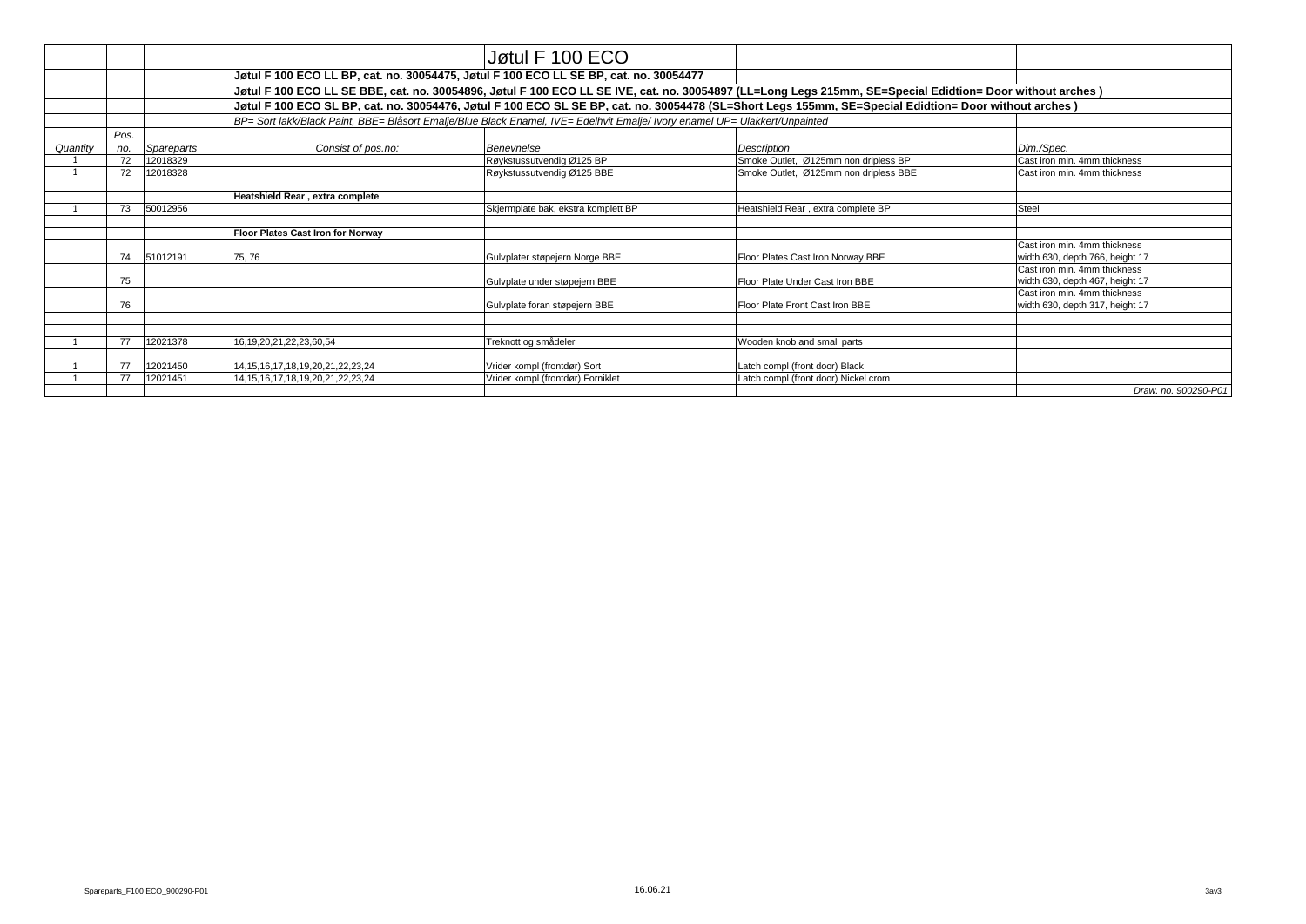| | | | | Jøtul F 100 ECO | | |
|---|---|---|---|---|---|---|
| | | | **Jøtul F 100 ECO LL BP, cat. no. 30054475, Jøtul F 100 ECO LL SE BP, cat. no. 30054477** | | | |
| | | | **Jøtul F 100 ECO LL SE BBE, cat. no. 30054896, Jøtul F 100 ECO LL SE IVE, cat. no. 30054897 (LL=Long Legs 215mm, SE=Special Edidtion= Door without arches )** | | | |
| | | | **Jøtul F 100 ECO SL BP, cat. no. 30054476, Jøtul F 100 ECO SL SE BP, cat. no. 30054478 (SL=Short Legs 155mm, SE=Special Edidtion= Door without arches )** | | | |
| | | | *BP= Sort lakk/Black Paint, BBE= Blåsort Emalje/Blue Black Enamel, IVE= Edelhvit Emalje/ Ivory enamel UP= Ulakkert/Unpainted* | | | |
| *Quantity* | *Pos. no.* | *Spareparts* | *Consist of pos.no:* | *Benevnelse* | *Description* | *Dim./Spec.* |
| 1 | 72 | 12018329 | | Røykstussutvendig Ø125 BP | Smoke Outlet, Ø125mm non dripless BP | Cast iron min. 4mm thickness |
| 1 | 72 | 12018328 | | Røykstussutvendig Ø125 BBE | Smoke Outlet, Ø125mm non dripless BBE | Cast iron min. 4mm thickness |
| | | | | | | |
| | | | **Heatshield Rear , extra complete** | | | |
| 1 | 73 | 50012956 | | Skjermplate bak, ekstra komplett BP | Heatshield Rear , extra complete BP | Steel |
| | | | | | | |
| | | | **Floor Plates Cast Iron for Norway** | | | |
| | 74 | 51012191 | 75, 76 | Gulvplater støpejern Norge BBE | Floor Plates Cast Iron Norway BBE | Cast iron min. 4mm thickness width 630, depth 766, height 17 |
| | 75 | | | Gulvplate under støpejern BBE | Floor Plate Under Cast Iron BBE | Cast iron min. 4mm thickness width 630, depth 467, height 17 |
| | 76 | | | Gulvplate foran støpejern BBE | Floor Plate Front Cast Iron BBE | Cast iron min. 4mm thickness width 630, depth 317, height 17 |
| | | | | | | |
| 1 | 77 | 12021378 | 16,19,20,21,22,23,60,54 | Treknott og smådeler | Wooden knob and small parts | |
| | | | | | | |
| 1 | 77 | 12021450 | 14,15,16,17,18,19,20,21,22,23,24 | Vrider kompl (frontdør) Sort | Latch compl (front door) Black | |
| 1 | 77 | 12021451 | 14,15,16,17,18,19,20,21,22,23,24 | Vrider kompl (frontdør) Forniklet | Latch compl (front door) Nickel crom | |
| | | | | | | *Draw. no. 900290-P01* |

Spareparts_F100 ECO_900290-P01 16.06.21